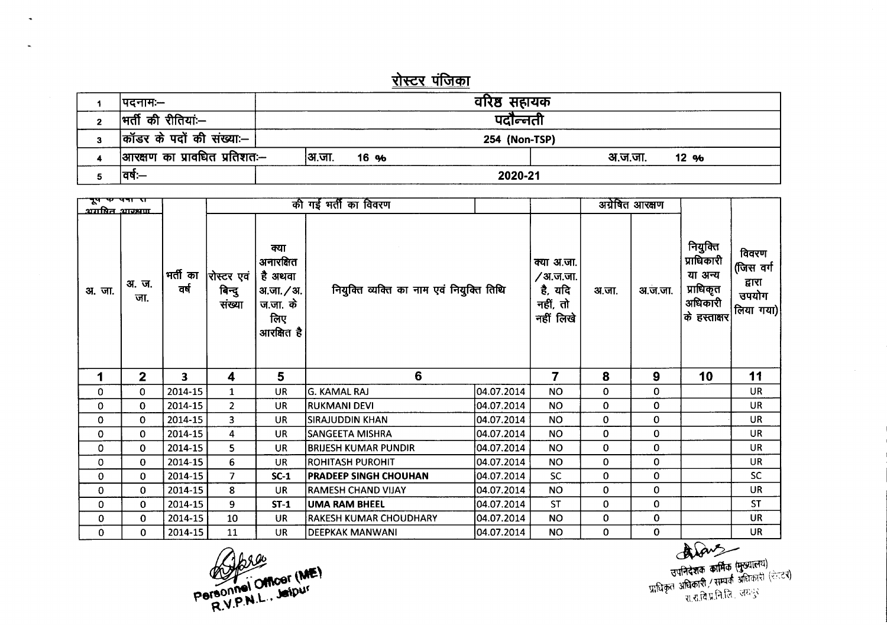# रोस्टर पंजिका

| 1 | पदनाम:– | वरिष्ठ सहायक | |
|---|---|---|---|
| 2 | भर्ती की रीतियां:– | पदौन्नती | |
| 3 | कॉडर के पदों की संख्या:– | 254 (Non-TSP) | |
| 4 | आरक्षण का प्रावधित प्रतिशत:– | अ.जा. 16 % | अ.ज.जा. 12 % |
| 5 | वर्ष:– | 2020-21 | |

| पूर्व के वर्षों से अग्रेषित आरक्षण | | | की गई भर्ती का विवरण | | | | | अग्रेषित आरक्षण | | | |
|---|---|---|---|---|---|---|---|---|---|---|---|
| अ. जा. | अ. ज. जा. | भर्ती का वर्ष | रोस्टर एवं बिन्दु संख्या | क्या अनारक्षित है अथवा अ.जा./अ.ज.जा. के लिए आरक्षित है | नियुक्त व्यक्ति का नाम एवं नियुक्ति तिथि | | क्या अ.जा./अ.ज.जा. है, यदि नहीं, तो नहीं लिखे | अ.जा. | अ.ज.जा. | नियुक्ति प्राधिकारी या अन्य प्राधिकृत अधिकारी के हस्ताक्षर | विवरण (जिस वर्ग द्वारा उपयोग लिया गया) |
| 1 | 2 | 3 | 4 | 5 | 6 | | 7 | 8 | 9 | 10 | 11 |
| 0 | 0 | 2014-15 | 1 | UR | G. KAMAL RAJ | 04.07.2014 | NO | 0 | 0 | | UR |
| 0 | 0 | 2014-15 | 2 | UR | RUKMANI DEVI | 04.07.2014 | NO | 0 | 0 | | UR |
| 0 | 0 | 2014-15 | 3 | UR | SIRAJUDDIN KHAN | 04.07.2014 | NO | 0 | 0 | | UR |
| 0 | 0 | 2014-15 | 4 | UR | SANGEETA MISHRA | 04.07.2014 | NO | 0 | 0 | | UR |
| 0 | 0 | 2014-15 | 5 | UR | BRIJESH KUMAR PUNDIR | 04.07.2014 | NO | 0 | 0 | | UR |
| 0 | 0 | 2014-15 | 6 | UR | ROHITASH PUROHIT | 04.07.2014 | NO | 0 | 0 | | UR |
| 0 | 0 | 2014-15 | 7 | **SC-1** | **PRADEEP SINGH CHOUHAN** | 04.07.2014 | SC | 0 | 0 | | SC |
| 0 | 0 | 2014-15 | 8 | UR | RAMESH CHAND VIJAY | 04.07.2014 | NO | 0 | 0 | | UR |
| 0 | 0 | 2014-15 | 9 | **ST-1** | **UMA RAM BHEEL** | 04.07.2014 | ST | 0 | 0 | | ST |
| 0 | 0 | 2014-15 | 10 | UR | RAKESH KUMAR CHOUDHARY | 04.07.2014 | NO | 0 | 0 | | UR |
| 0 | 0 | 2014-15 | 11 | UR | DEEPKAK MANWANI | 04.07.2014 | NO | 0 | 0 | | UR |

Personnel Officer (ME)
R.V.P.N.L., Jaipur

उपनिदेशक कार्मिक (मुख्यालय)
प्राधिकृत अधिकारी / सम्पर्क अधिकारी (रोस्टर)
रा.रा.वि.प्र.नि.लि., जयपुर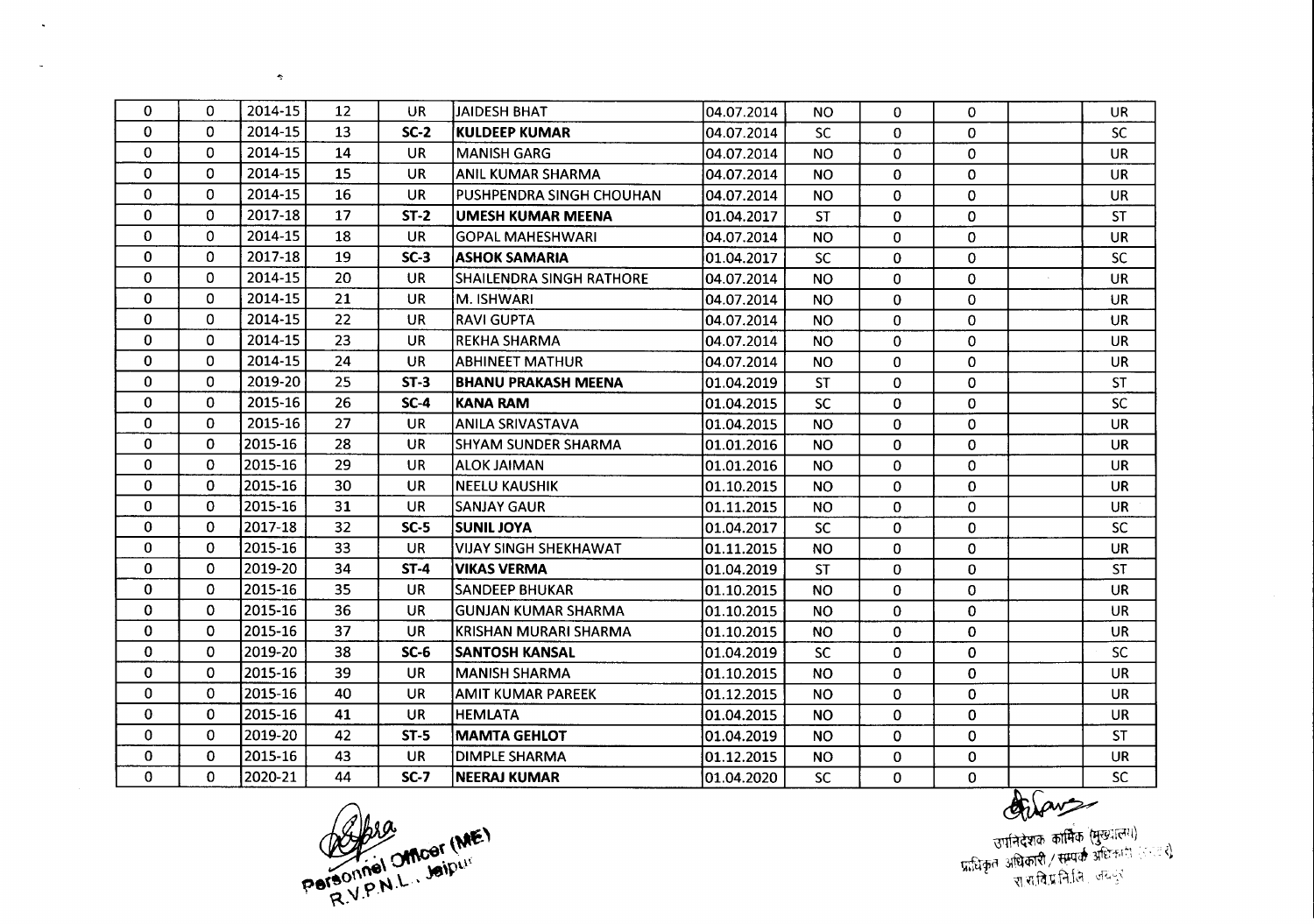| | | | | | | | | | | | |
|---|---|---|---|---|---|---|---|---|---|---|---|
| 0 | 0 | 2014-15 | 12 | UR | JAIDESH BHAT | 04.07.2014 | NO | 0 | 0 | | UR |
| 0 | 0 | 2014-15 | 13 | **SC-2** | **KULDEEP KUMAR** | 04.07.2014 | SC | 0 | 0 | | SC |
| 0 | 0 | 2014-15 | 14 | UR | MANISH GARG | 04.07.2014 | NO | 0 | 0 | | UR |
| 0 | 0 | 2014-15 | 15 | UR | ANIL KUMAR SHARMA | 04.07.2014 | NO | 0 | 0 | | UR |
| 0 | 0 | 2014-15 | 16 | UR | PUSHPENDRA SINGH CHOUHAN | 04.07.2014 | NO | 0 | 0 | | UR |
| 0 | 0 | 2017-18 | 17 | **ST-2** | **UMESH KUMAR MEENA** | 01.04.2017 | ST | 0 | 0 | | ST |
| 0 | 0 | 2014-15 | 18 | UR | GOPAL MAHESHWARI | 04.07.2014 | NO | 0 | 0 | | UR |
| 0 | 0 | 2017-18 | 19 | **SC-3** | **ASHOK SAMARIA** | 01.04.2017 | SC | 0 | 0 | | SC |
| 0 | 0 | 2014-15 | 20 | UR | SHAILENDRA SINGH RATHORE | 04.07.2014 | NO | 0 | 0 | | UR |
| 0 | 0 | 2014-15 | 21 | UR | M. ISHWARI | 04.07.2014 | NO | 0 | 0 | | UR |
| 0 | 0 | 2014-15 | 22 | UR | RAVI GUPTA | 04.07.2014 | NO | 0 | 0 | | UR |
| 0 | 0 | 2014-15 | 23 | UR | REKHA SHARMA | 04.07.2014 | NO | 0 | 0 | | UR |
| 0 | 0 | 2014-15 | 24 | UR | ABHINEET MATHUR | 04.07.2014 | NO | 0 | 0 | | UR |
| 0 | 0 | 2019-20 | 25 | **ST-3** | **BHANU PRAKASH MEENA** | 01.04.2019 | ST | 0 | 0 | | ST |
| 0 | 0 | 2015-16 | 26 | **SC-4** | **KANA RAM** | 01.04.2015 | SC | 0 | 0 | | SC |
| 0 | 0 | 2015-16 | 27 | UR | ANILA SRIVASTAVA | 01.04.2015 | NO | 0 | 0 | | UR |
| 0 | 0 | 2015-16 | 28 | UR | SHYAM SUNDER SHARMA | 01.01.2016 | NO | 0 | 0 | | UR |
| 0 | 0 | 2015-16 | 29 | UR | ALOK JAIMAN | 01.01.2016 | NO | 0 | 0 | | UR |
| 0 | 0 | 2015-16 | 30 | UR | NEELU KAUSHIK | 01.10.2015 | NO | 0 | 0 | | UR |
| 0 | 0 | 2015-16 | 31 | UR | SANJAY GAUR | 01.11.2015 | NO | 0 | 0 | | UR |
| 0 | 0 | 2017-18 | 32 | **SC-5** | **SUNIL JOYA** | 01.04.2017 | SC | 0 | 0 | | SC |
| 0 | 0 | 2015-16 | 33 | UR | VIJAY SINGH SHEKHAWAT | 01.11.2015 | NO | 0 | 0 | | UR |
| 0 | 0 | 2019-20 | 34 | **ST-4** | **VIKAS VERMA** | 01.04.2019 | ST | 0 | 0 | | ST |
| 0 | 0 | 2015-16 | 35 | UR | SANDEEP BHUKAR | 01.10.2015 | NO | 0 | 0 | | UR |
| 0 | 0 | 2015-16 | 36 | UR | GUNJAN KUMAR SHARMA | 01.10.2015 | NO | 0 | 0 | | UR |
| 0 | 0 | 2015-16 | 37 | UR | KRISHAN MURARI SHARMA | 01.10.2015 | NO | 0 | 0 | | UR |
| 0 | 0 | 2019-20 | 38 | **SC-6** | **SANTOSH KANSAL** | 01.04.2019 | SC | 0 | 0 | | SC |
| 0 | 0 | 2015-16 | 39 | UR | MANISH SHARMA | 01.10.2015 | NO | 0 | 0 | | UR |
| 0 | 0 | 2015-16 | 40 | UR | AMIT KUMAR PAREEK | 01.12.2015 | NO | 0 | 0 | | UR |
| 0 | 0 | 2015-16 | 41 | UR | HEMLATA | 01.04.2015 | NO | 0 | 0 | | UR |
| 0 | 0 | 2019-20 | 42 | **ST-5** | **MAMTA GEHLOT** | 01.04.2019 | NO | 0 | 0 | | ST |
| 0 | 0 | 2015-16 | 43 | UR | DIMPLE SHARMA | 01.12.2015 | NO | 0 | 0 | | UR |
| 0 | 0 | 2020-21 | 44 | **SC-7** | **NEERAJ KUMAR** | 01.04.2020 | SC | 0 | 0 | | SC |

Personnel Officer (ME)
R.V.P.N.L., Jaipur

उपनिदेशक कार्मिक (मुख्यालय)
प्राधिकृत अधिकारी / सम्पर्क अधिकारी
रा.रा.वि.प्र.नि.लि., जयपुर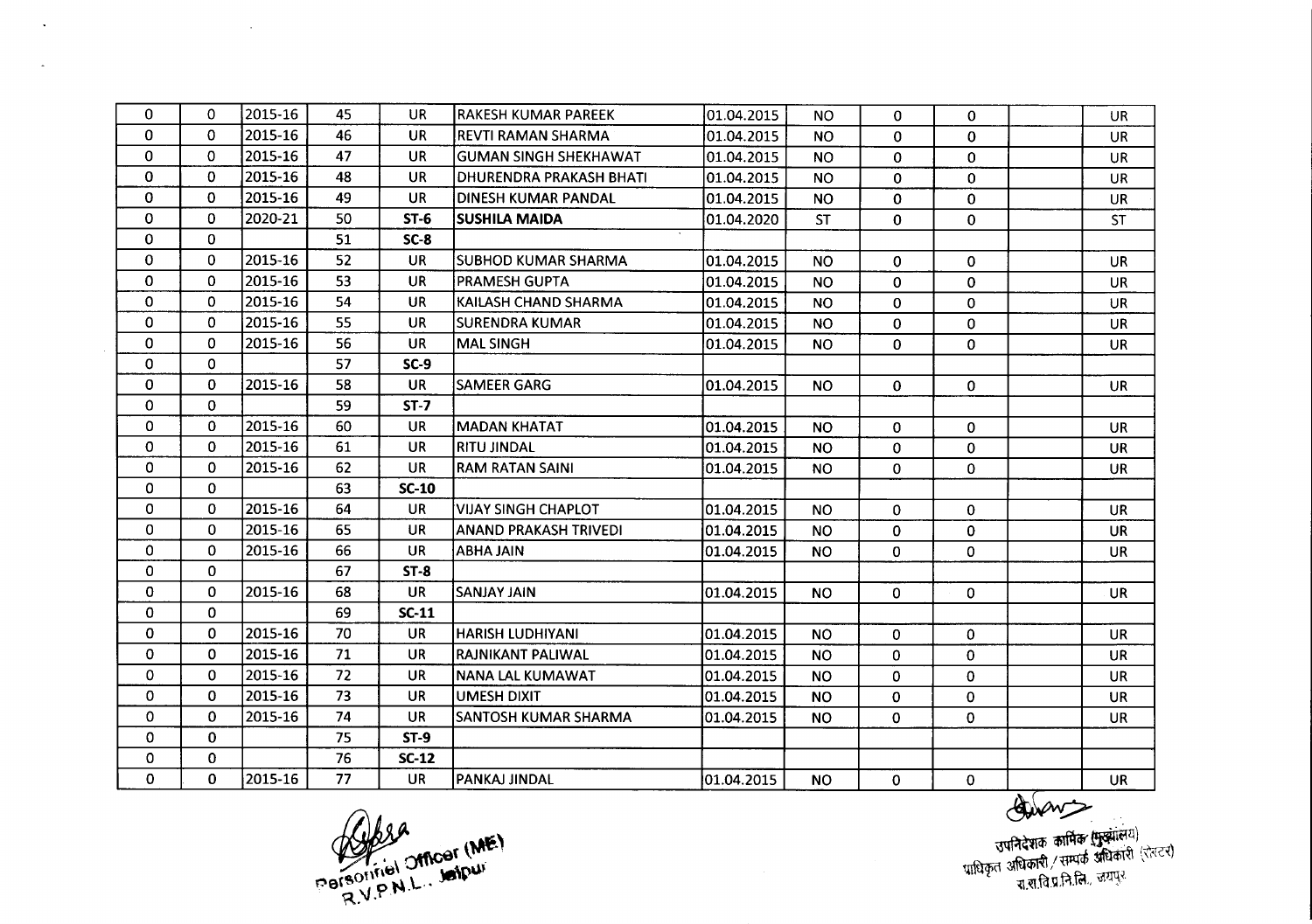| | | | | | | | | | | | |
|---|---|---|---|---|---|---|---|---|---|---|---|
| 0 | 0 | 2015-16 | 45 | UR | RAKESH KUMAR PAREEK | 01.04.2015 | NO | 0 | 0 | | UR |
| 0 | 0 | 2015-16 | 46 | UR | REVTI RAMAN SHARMA | 01.04.2015 | NO | 0 | 0 | | UR |
| 0 | 0 | 2015-16 | 47 | UR | GUMAN SINGH SHEKHAWAT | 01.04.2015 | NO | 0 | 0 | | UR |
| 0 | 0 | 2015-16 | 48 | UR | DHURENDRA PRAKASH BHATI | 01.04.2015 | NO | 0 | 0 | | UR |
| 0 | 0 | 2015-16 | 49 | UR | DINESH KUMAR PANDAL | 01.04.2015 | NO | 0 | 0 | | UR |
| 0 | 0 | 2020-21 | 50 | **ST-6** | **SUSHILA MAIDA** | 01.04.2020 | ST | 0 | 0 | | ST |
| 0 | 0 | | 51 | **SC-8** | | | | | | | |
| 0 | 0 | 2015-16 | 52 | UR | SUBHOD KUMAR SHARMA | 01.04.2015 | NO | 0 | 0 | | UR |
| 0 | 0 | 2015-16 | 53 | UR | PRAMESH GUPTA | 01.04.2015 | NO | 0 | 0 | | UR |
| 0 | 0 | 2015-16 | 54 | UR | KAILASH CHAND SHARMA | 01.04.2015 | NO | 0 | 0 | | UR |
| 0 | 0 | 2015-16 | 55 | UR | SURENDRA KUMAR | 01.04.2015 | NO | 0 | 0 | | UR |
| 0 | 0 | 2015-16 | 56 | UR | MAL SINGH | 01.04.2015 | NO | 0 | 0 | | UR |
| 0 | 0 | | 57 | **SC-9** | | | | | | | |
| 0 | 0 | 2015-16 | 58 | UR | SAMEER GARG | 01.04.2015 | NO | 0 | 0 | | UR |
| 0 | 0 | | 59 | **ST-7** | | | | | | | |
| 0 | 0 | 2015-16 | 60 | UR | MADAN KHATAT | 01.04.2015 | NO | 0 | 0 | | UR |
| 0 | 0 | 2015-16 | 61 | UR | RITU JINDAL | 01.04.2015 | NO | 0 | 0 | | UR |
| 0 | 0 | 2015-16 | 62 | UR | RAM RATAN SAINI | 01.04.2015 | NO | 0 | 0 | | UR |
| 0 | 0 | | 63 | **SC-10** | | | | | | | |
| 0 | 0 | 2015-16 | 64 | UR | VIJAY SINGH CHAPLOT | 01.04.2015 | NO | 0 | 0 | | UR |
| 0 | 0 | 2015-16 | 65 | UR | ANAND PRAKASH TRIVEDI | 01.04.2015 | NO | 0 | 0 | | UR |
| 0 | 0 | 2015-16 | 66 | UR | ABHA JAIN | 01.04.2015 | NO | 0 | 0 | | UR |
| 0 | 0 | | 67 | **ST-8** | | | | | | | |
| 0 | 0 | 2015-16 | 68 | UR | SANJAY JAIN | 01.04.2015 | NO | 0 | 0 | | UR |
| 0 | 0 | | 69 | **SC-11** | | | | | | | |
| 0 | 0 | 2015-16 | 70 | UR | HARISH LUDHIYANI | 01.04.2015 | NO | 0 | 0 | | UR |
| 0 | 0 | 2015-16 | 71 | UR | RAJNIKANT PALIWAL | 01.04.2015 | NO | 0 | 0 | | UR |
| 0 | 0 | 2015-16 | 72 | UR | NANA LAL KUMAWAT | 01.04.2015 | NO | 0 | 0 | | UR |
| 0 | 0 | 2015-16 | 73 | UR | UMESH DIXIT | 01.04.2015 | NO | 0 | 0 | | UR |
| 0 | 0 | 2015-16 | 74 | UR | SANTOSH KUMAR SHARMA | 01.04.2015 | NO | 0 | 0 | | UR |
| 0 | 0 | | 75 | **ST-9** | | | | | | | |
| 0 | 0 | | 76 | **SC-12** | | | | | | | |
| 0 | 0 | 2015-16 | 77 | UR | PANKAJ JINDAL | 01.04.2015 | NO | 0 | 0 | | UR |

Personnel Officer (ME)
R.V.P.N.L., Jaipur

उपनिदेशक कार्मिक (मुख्यालय)
प्राधिकृत अधिकारी / सम्पर्क अधिकारी (रोस्टर)
रा.रा.वि.प्र.नि.लि., जयपुर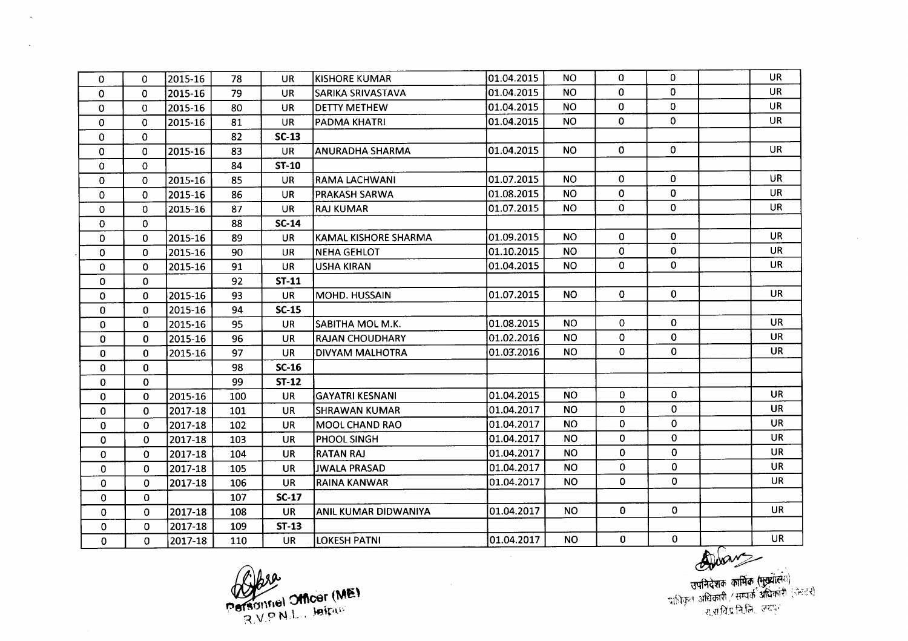| | | | | | | | | | | | |
|---|---|---|---|---|---|---|---|---|---|---|---|
| 0 | 0 | 2015-16 | 78 | UR | KISHORE KUMAR | 01.04.2015 | NO | 0 | 0 | | UR |
| 0 | 0 | 2015-16 | 79 | UR | SARIKA SRIVASTAVA | 01.04.2015 | NO | 0 | 0 | | UR |
| 0 | 0 | 2015-16 | 80 | UR | DETTY METHEW | 01.04.2015 | NO | 0 | 0 | | UR |
| 0 | 0 | 2015-16 | 81 | UR | PADMA KHATRI | 01.04.2015 | NO | 0 | 0 | | UR |
| 0 | 0 | | 82 | **SC-13** | | | | | | | |
| 0 | 0 | 2015-16 | 83 | UR | ANURADHA SHARMA | 01.04.2015 | NO | 0 | 0 | | UR |
| 0 | 0 | | 84 | **ST-10** | | | | | | | |
| 0 | 0 | 2015-16 | 85 | UR | RAMA LACHWANI | 01.07.2015 | NO | 0 | 0 | | UR |
| 0 | 0 | 2015-16 | 86 | UR | PRAKASH SARWA | 01.08.2015 | NO | 0 | 0 | | UR |
| 0 | 0 | 2015-16 | 87 | UR | RAJ KUMAR | 01.07.2015 | NO | 0 | 0 | | UR |
| 0 | 0 | | 88 | **SC-14** | | | | | | | |
| 0 | 0 | 2015-16 | 89 | UR | KAMAL KISHORE SHARMA | 01.09.2015 | NO | 0 | 0 | | UR |
| 0 | 0 | 2015-16 | 90 | UR | NEHA GEHLOT | 01.10.2015 | NO | 0 | 0 | | UR |
| 0 | 0 | 2015-16 | 91 | UR | USHA KIRAN | 01.04.2015 | NO | 0 | 0 | | UR |
| 0 | 0 | | 92 | **ST-11** | | | | | | | |
| 0 | 0 | 2015-16 | 93 | UR | MOHD. HUSSAIN | 01.07.2015 | NO | 0 | 0 | | UR |
| 0 | 0 | 2015-16 | 94 | **SC-15** | | | | | | | |
| 0 | 0 | 2015-16 | 95 | UR | SABITHA MOL M.K. | 01.08.2015 | NO | 0 | 0 | | UR |
| 0 | 0 | 2015-16 | 96 | UR | RAJAN CHOUDHARY | 01.02.2016 | NO | 0 | 0 | | UR |
| 0 | 0 | 2015-16 | 97 | UR | DIVYAM MALHOTRA | 01.03.2016 | NO | 0 | 0 | | UR |
| 0 | 0 | | 98 | **SC-16** | | | | | | | |
| 0 | 0 | | 99 | **ST-12** | | | | | | | |
| 0 | 0 | 2015-16 | 100 | UR | GAYATRI KESNANI | 01.04.2015 | NO | 0 | 0 | | UR |
| 0 | 0 | 2017-18 | 101 | UR | SHRAWAN KUMAR | 01.04.2017 | NO | 0 | 0 | | UR |
| 0 | 0 | 2017-18 | 102 | UR | MOOL CHAND RAO | 01.04.2017 | NO | 0 | 0 | | UR |
| 0 | 0 | 2017-18 | 103 | UR | PHOOL SINGH | 01.04.2017 | NO | 0 | 0 | | UR |
| 0 | 0 | 2017-18 | 104 | UR | RATAN RAJ | 01.04.2017 | NO | 0 | 0 | | UR |
| 0 | 0 | 2017-18 | 105 | UR | JWALA PRASAD | 01.04.2017 | NO | 0 | 0 | | UR |
| 0 | 0 | 2017-18 | 106 | UR | RAINA KANWAR | 01.04.2017 | NO | 0 | 0 | | UR |
| 0 | 0 | | 107 | **SC-17** | | | | | | | |
| 0 | 0 | 2017-18 | 108 | UR | ANIL KUMAR DIDWANIYA | 01.04.2017 | NO | 0 | 0 | | UR |
| 0 | 0 | 2017-18 | 109 | **ST-13** | | | | | | | |
| 0 | 0 | 2017-18 | 110 | UR | LOKESH PATNI | 01.04.2017 | NO | 0 | 0 | | UR |

Personnel Officer (ME)
R.V.P.N.L., Jaipur

उपनिदेशक कार्मिक (मुख्यालय)
प्राधिकृत अधिकारी / सम्पर्क अधिकारी (सेन्टर)
रा.रा.वि.प्र.नि.लि., जयपुर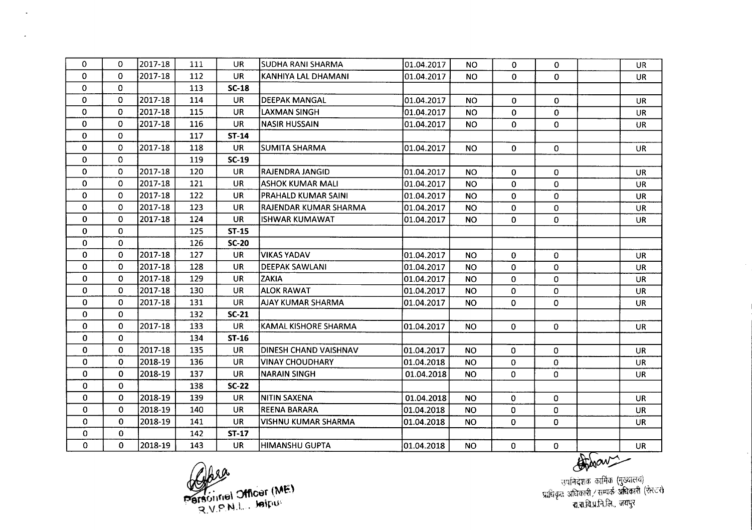| | | | | | | | | | | | |
|---|---|---|---|---|---|---|---|---|---|---|---|
| 0 | 0 | 2017-18 | 111 | UR | SUDHA RANI SHARMA | 01.04.2017 | NO | 0 | 0 | | UR |
| 0 | 0 | 2017-18 | 112 | UR | KANHIYA LAL DHAMANI | 01.04.2017 | NO | 0 | 0 | | UR |
| 0 | 0 | | 113 | **SC-18** | | | | | | | |
| 0 | 0 | 2017-18 | 114 | UR | DEEPAK MANGAL | 01.04.2017 | NO | 0 | 0 | | UR |
| 0 | 0 | 2017-18 | 115 | UR | LAXMAN SINGH | 01.04.2017 | NO | 0 | 0 | | UR |
| 0 | 0 | 2017-18 | 116 | UR | NASIR HUSSAIN | 01.04.2017 | NO | 0 | 0 | | UR |
| 0 | 0 | | 117 | **ST-14** | | | | | | | |
| 0 | 0 | 2017-18 | 118 | UR | SUMITA SHARMA | 01.04.2017 | NO | 0 | 0 | | UR |
| 0 | 0 | | 119 | **SC-19** | | | | | | | |
| 0 | 0 | 2017-18 | 120 | UR | RAJENDRA JANGID | 01.04.2017 | NO | 0 | 0 | | UR |
| 0 | 0 | 2017-18 | 121 | UR | ASHOK KUMAR MALI | 01.04.2017 | NO | 0 | 0 | | UR |
| 0 | 0 | 2017-18 | 122 | UR | PRAHALD KUMAR SAINI | 01.04.2017 | NO | 0 | 0 | | UR |
| 0 | 0 | 2017-18 | 123 | UR | RAJENDAR KUMAR SHARMA | 01.04.2017 | NO | 0 | 0 | | UR |
| 0 | 0 | 2017-18 | 124 | UR | ISHWAR KUMAWAT | 01.04.2017 | NO | 0 | 0 | | UR |
| 0 | 0 | | 125 | **ST-15** | | | | | | | |
| 0 | 0 | | 126 | **SC-20** | | | | | | | |
| 0 | 0 | 2017-18 | 127 | UR | VIKAS YADAV | 01.04.2017 | NO | 0 | 0 | | UR |
| 0 | 0 | 2017-18 | 128 | UR | DEEPAK SAWLANI | 01.04.2017 | NO | 0 | 0 | | UR |
| 0 | 0 | 2017-18 | 129 | UR | ZAKIA | 01.04.2017 | NO | 0 | 0 | | UR |
| 0 | 0 | 2017-18 | 130 | UR | ALOK RAWAT | 01.04.2017 | NO | 0 | 0 | | UR |
| 0 | 0 | 2017-18 | 131 | UR | AJAY KUMAR SHARMA | 01.04.2017 | NO | 0 | 0 | | UR |
| 0 | 0 | | 132 | **SC-21** | | | | | | | |
| 0 | 0 | 2017-18 | 133 | UR | KAMAL KISHORE SHARMA | 01.04.2017 | NO | 0 | 0 | | UR |
| 0 | 0 | | 134 | **ST-16** | | | | | | | |
| 0 | 0 | 2017-18 | 135 | UR | DINESH CHAND VAISHNAV | 01.04.2017 | NO | 0 | 0 | | UR |
| 0 | 0 | 2018-19 | 136 | UR | VINAY CHOUDHARY | 01.04.2018 | NO | 0 | 0 | | UR |
| 0 | 0 | 2018-19 | 137 | UR | NARAIN SINGH | 01.04.2018 | NO | 0 | 0 | | UR |
| 0 | 0 | | 138 | **SC-22** | | | | | | | |
| 0 | 0 | 2018-19 | 139 | UR | NITIN SAXENA | 01.04.2018 | NO | 0 | 0 | | UR |
| 0 | 0 | 2018-19 | 140 | UR | REENA BARARA | 01.04.2018 | NO | 0 | 0 | | UR |
| 0 | 0 | 2018-19 | 141 | UR | VISHNU KUMAR SHARMA | 01.04.2018 | NO | 0 | 0 | | UR |
| 0 | 0 | | 142 | **ST-17** | | | | | | | |
| 0 | 0 | 2018-19 | 143 | UR | HIMANSHU GUPTA | 01.04.2018 | NO | 0 | 0 | | UR |

Personnel Officer (ME)
R.V.P.N.L., Jaipur

उपनिदेशक कार्मिक (मुख्यालय)
प्राधिकृत अधिकारी / सम्पर्क अधिकारी (रोस्टर)
रा.रा.वि.प्र.नि.लि., जयपुर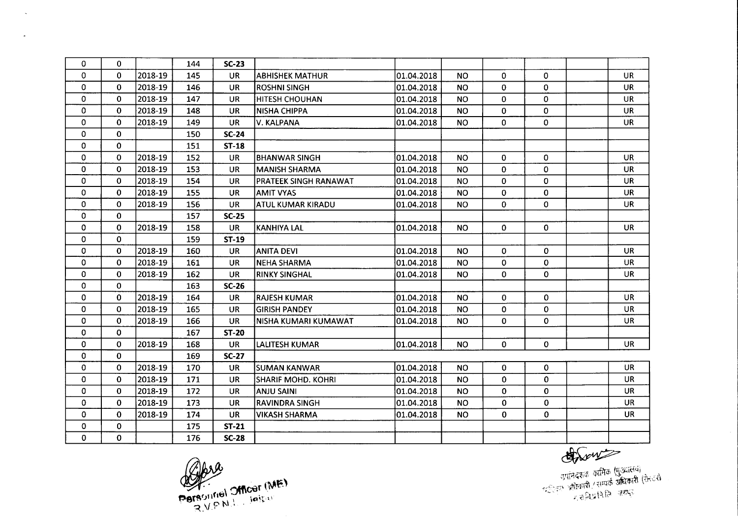| | | | | | | | | | | | |
|---|---|---|---|---|---|---|---|---|---|---|---|
| 0 | 0 | | 144 | SC-23 | | | | | | | |
| 0 | 0 | 2018-19 | 145 | UR | ABHISHEK MATHUR | 01.04.2018 | NO | 0 | 0 | | UR |
| 0 | 0 | 2018-19 | 146 | UR | ROSHNI SINGH | 01.04.2018 | NO | 0 | 0 | | UR |
| 0 | 0 | 2018-19 | 147 | UR | HITESH CHOUHAN | 01.04.2018 | NO | 0 | 0 | | UR |
| 0 | 0 | 2018-19 | 148 | UR | NISHA CHIPPA | 01.04.2018 | NO | 0 | 0 | | UR |
| 0 | 0 | 2018-19 | 149 | UR | V. KALPANA | 01.04.2018 | NO | 0 | 0 | | UR |
| 0 | 0 | | 150 | SC-24 | | | | | | | |
| 0 | 0 | | 151 | ST-18 | | | | | | | |
| 0 | 0 | 2018-19 | 152 | UR | BHANWAR SINGH | 01.04.2018 | NO | 0 | 0 | | UR |
| 0 | 0 | 2018-19 | 153 | UR | MANISH SHARMA | 01.04.2018 | NO | 0 | 0 | | UR |
| 0 | 0 | 2018-19 | 154 | UR | PRATEEK SINGH RANAWAT | 01.04.2018 | NO | 0 | 0 | | UR |
| 0 | 0 | 2018-19 | 155 | UR | AMIT VYAS | 01.04.2018 | NO | 0 | 0 | | UR |
| 0 | 0 | 2018-19 | 156 | UR | ATUL KUMAR KIRADU | 01.04.2018 | NO | 0 | 0 | | UR |
| 0 | 0 | | 157 | SC-25 | | | | | | | |
| 0 | 0 | 2018-19 | 158 | UR | KANHIYA LAL | 01.04.2018 | NO | 0 | 0 | | UR |
| 0 | 0 | | 159 | ST-19 | | | | | | | |
| 0 | 0 | 2018-19 | 160 | UR | ANITA DEVI | 01.04.2018 | NO | 0 | 0 | | UR |
| 0 | 0 | 2018-19 | 161 | UR | NEHA SHARMA | 01.04.2018 | NO | 0 | 0 | | UR |
| 0 | 0 | 2018-19 | 162 | UR | RINKY SINGHAL | 01.04.2018 | NO | 0 | 0 | | UR |
| 0 | 0 | | 163 | SC-26 | | | | | | | |
| 0 | 0 | 2018-19 | 164 | UR | RAJESH KUMAR | 01.04.2018 | NO | 0 | 0 | | UR |
| 0 | 0 | 2018-19 | 165 | UR | GIRISH PANDEY | 01.04.2018 | NO | 0 | 0 | | UR |
| 0 | 0 | 2018-19 | 166 | UR | NISHA KUMARI KUMAWAT | 01.04.2018 | NO | 0 | 0 | | UR |
| 0 | 0 | | 167 | ST-20 | | | | | | | |
| 0 | 0 | 2018-19 | 168 | UR | LALITESH KUMAR | 01.04.2018 | NO | 0 | 0 | | UR |
| 0 | 0 | | 169 | SC-27 | | | | | | | |
| 0 | 0 | 2018-19 | 170 | UR | SUMAN KANWAR | 01.04.2018 | NO | 0 | 0 | | UR |
| 0 | 0 | 2018-19 | 171 | UR | SHARIF MOHD. KOHRI | 01.04.2018 | NO | 0 | 0 | | UR |
| 0 | 0 | 2018-19 | 172 | UR | ANJU SAINI | 01.04.2018 | NO | 0 | 0 | | UR |
| 0 | 0 | 2018-19 | 173 | UR | RAVINDRA SINGH | 01.04.2018 | NO | 0 | 0 | | UR |
| 0 | 0 | 2018-19 | 174 | UR | VIKASH SHARMA | 01.04.2018 | NO | 0 | 0 | | UR |
| 0 | 0 | | 175 | ST-21 | | | | | | | |
| 0 | 0 | | 176 | SC-28 | | | | | | | |

Personnel Officer (ME)
R.V.P.N.L. Jaipur

उपनिदेशक कार्मिक (मुख्यालय)
परीक्षा अधिकारी / सम्पर्क अधिकारी (सेल)
रा.वि.प्र.नि.लि. जयपुर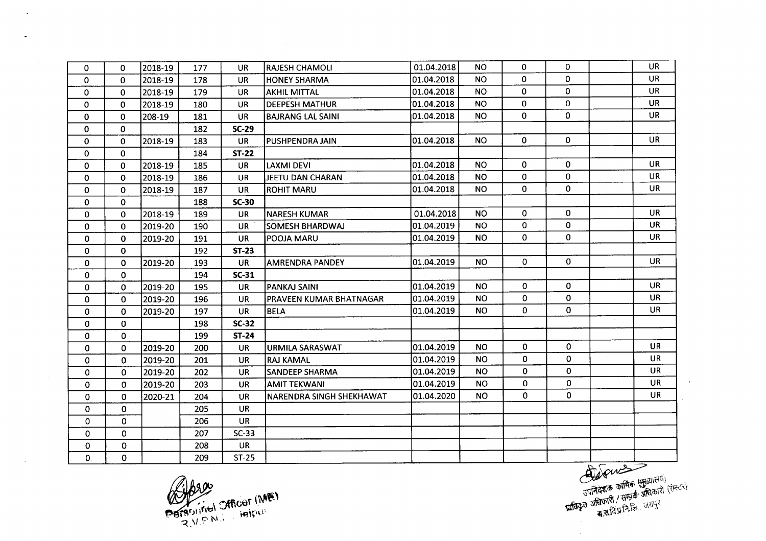| | | | | | | | | | | | |
|---|---|---|---|---|---|---|---|---|---|---|---|
| 0 | 0 | 2018-19 | 177 | UR | RAJESH CHAMOLI | 01.04.2018 | NO | 0 | 0 | | UR |
| 0 | 0 | 2018-19 | 178 | UR | HONEY SHARMA | 01.04.2018 | NO | 0 | 0 | | UR |
| 0 | 0 | 2018-19 | 179 | UR | AKHIL MITTAL | 01.04.2018 | NO | 0 | 0 | | UR |
| 0 | 0 | 2018-19 | 180 | UR | DEEPESH MATHUR | 01.04.2018 | NO | 0 | 0 | | UR |
| 0 | 0 | 208-19 | 181 | UR | BAJRANG LAL SAINI | 01.04.2018 | NO | 0 | 0 | | UR |
| 0 | 0 | | 182 | **SC-29** | | | | | | | |
| 0 | 0 | 2018-19 | 183 | UR | PUSHPENDRA JAIN | 01.04.2018 | NO | 0 | 0 | | UR |
| 0 | 0 | | 184 | **ST-22** | | | | | | | |
| 0 | 0 | 2018-19 | 185 | UR | LAXMI DEVI | 01.04.2018 | NO | 0 | 0 | | UR |
| 0 | 0 | 2018-19 | 186 | UR | JEETU DAN CHARAN | 01.04.2018 | NO | 0 | 0 | | UR |
| 0 | 0 | 2018-19 | 187 | UR | ROHIT MARU | 01.04.2018 | NO | 0 | 0 | | UR |
| 0 | 0 | | 188 | **SC-30** | | | | | | | |
| 0 | 0 | 2018-19 | 189 | UR | NARESH KUMAR | 01.04.2018 | NO | 0 | 0 | | UR |
| 0 | 0 | 2019-20 | 190 | UR | SOMESH BHARDWAJ | 01.04.2019 | NO | 0 | 0 | | UR |
| 0 | 0 | 2019-20 | 191 | UR | POOJA MARU | 01.04.2019 | NO | 0 | 0 | | UR |
| 0 | 0 | | 192 | **ST-23** | | | | | | | |
| 0 | 0 | 2019-20 | 193 | UR | AMRENDRA PANDEY | 01.04.2019 | NO | 0 | 0 | | UR |
| 0 | 0 | | 194 | **SC-31** | | | | | | | |
| 0 | 0 | 2019-20 | 195 | UR | PANKAJ SAINI | 01.04.2019 | NO | 0 | 0 | | UR |
| 0 | 0 | 2019-20 | 196 | UR | PRAVEEN KUMAR BHATNAGAR | 01.04.2019 | NO | 0 | 0 | | UR |
| 0 | 0 | 2019-20 | 197 | UR | BELA | 01.04.2019 | NO | 0 | 0 | | UR |
| 0 | 0 | | 198 | **SC-32** | | | | | | | |
| 0 | 0 | | 199 | **ST-24** | | | | | | | |
| 0 | 0 | 2019-20 | 200 | UR | URMILA SARASWAT | 01.04.2019 | NO | 0 | 0 | | UR |
| 0 | 0 | 2019-20 | 201 | UR | RAJ KAMAL | 01.04.2019 | NO | 0 | 0 | | UR |
| 0 | 0 | 2019-20 | 202 | UR | SANDEEP SHARMA | 01.04.2019 | NO | 0 | 0 | | UR |
| 0 | 0 | 2019-20 | 203 | UR | AMIT TEKWANI | 01.04.2019 | NO | 0 | 0 | | UR |
| 0 | 0 | 2020-21 | 204 | UR | NARENDRA SINGH SHEKHAWAT | 01.04.2020 | NO | 0 | 0 | | UR |
| 0 | 0 | | 205 | UR | | | | | | | |
| 0 | 0 | | 206 | UR | | | | | | | |
| 0 | 0 | | 207 | SC-33 | | | | | | | |
| 0 | 0 | | 208 | UR | | | | | | | |
| 0 | 0 | | 209 | ST-25 | | | | | | | |

Personnel Officer (ME)
R.V.P.N.L., Jaipur

उपनिदेशक कार्मिक (मुख्यालय)
प्राधिकृत अधिकारी / सम्पर्क अधिकारी (सेन्टर)
रा.वि.प्र.नि.लि., जयपुर